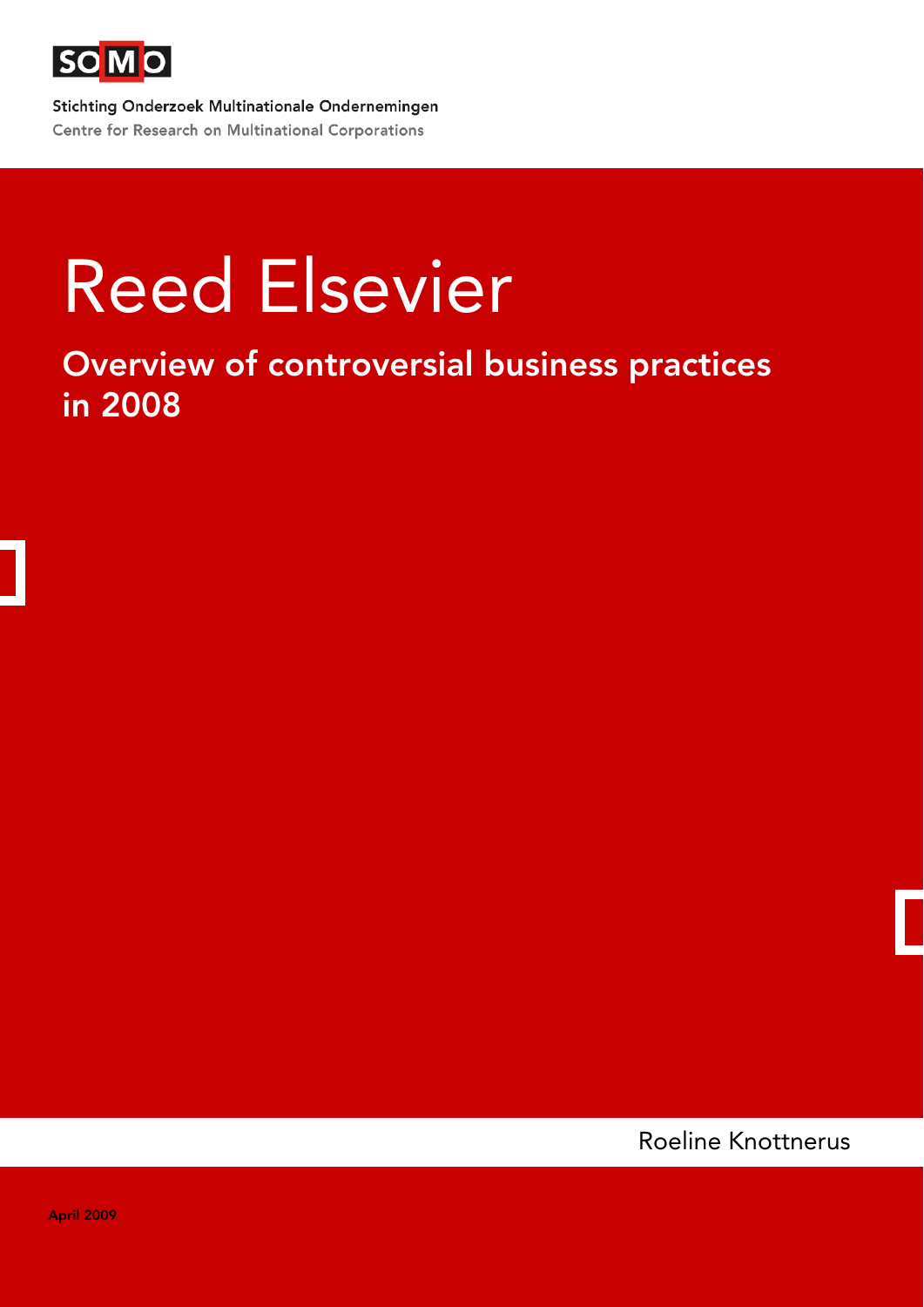SOMO

Stichting Onderzoek Multinationale Ondernemingen

Centre for Research on Multinational Corporations

# Reed Elsevier

## Overview of controversial business practices in 2008

Roeline Knottnerus

April 2009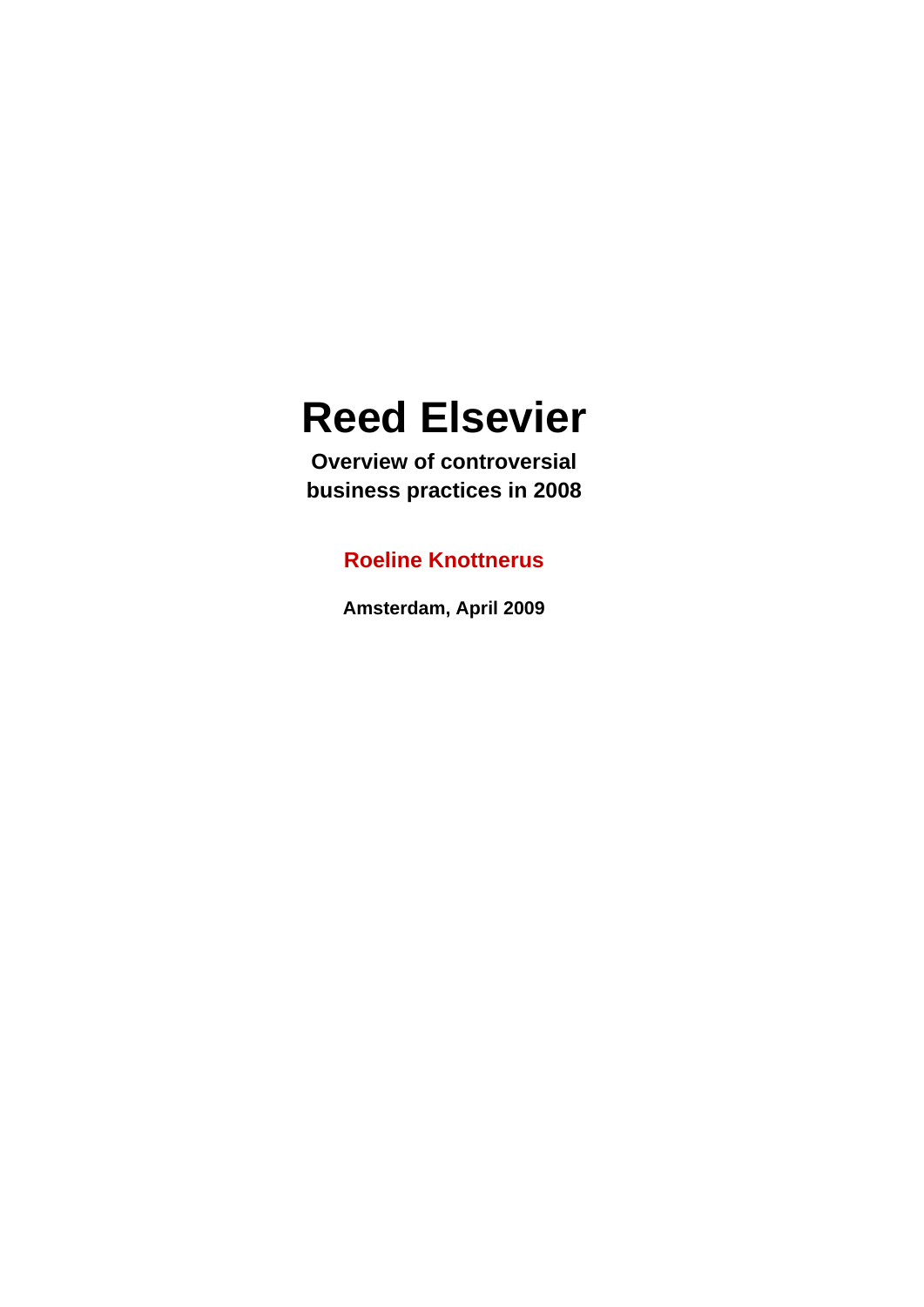# Reed Elsevier

**Overview of controversial business practices in 2008**

**Roeline Knottnerus**

**Amsterdam, April 2009**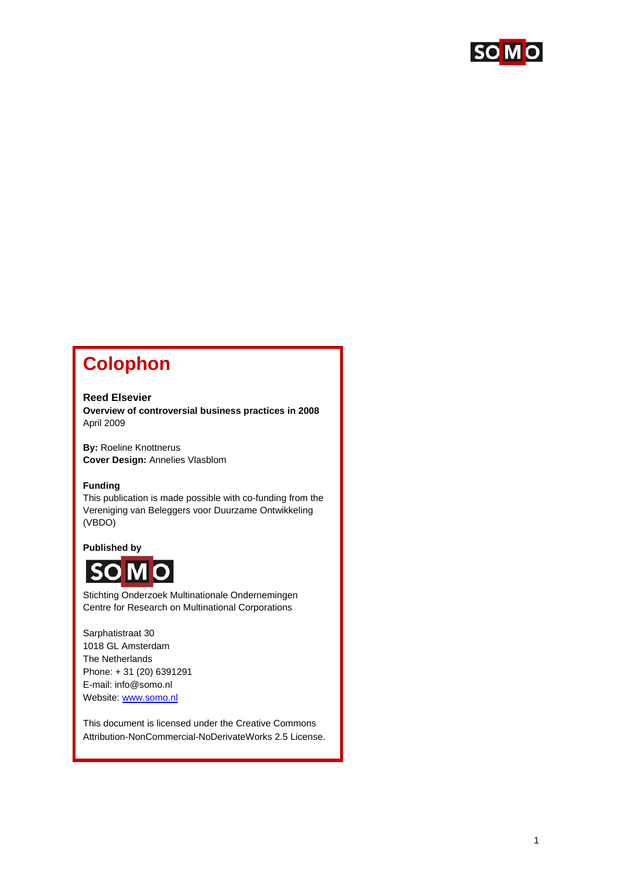# Colophon

**Reed Elsevier**
**Overview of controversial business practices in 2008**
April 2009

**By:** Roeline Knottnerus
**Cover Design:** Annelies Vlasblom

**Funding**
This publication is made possible with co-funding from the Vereniging van Beleggers voor Duurzame Ontwikkeling (VBDO)

**Published by**

SOMO

Stichting Onderzoek Multinationale Ondernemingen
Centre for Research on Multinational Corporations

Sarphatistraat 30
1018 GL Amsterdam
The Netherlands
Phone: + 31 (20) 6391291
E-mail: info@somo.nl
Website: www.somo.nl

This document is licensed under the Creative Commons Attribution-NonCommercial-NoDerivateWorks 2.5 License.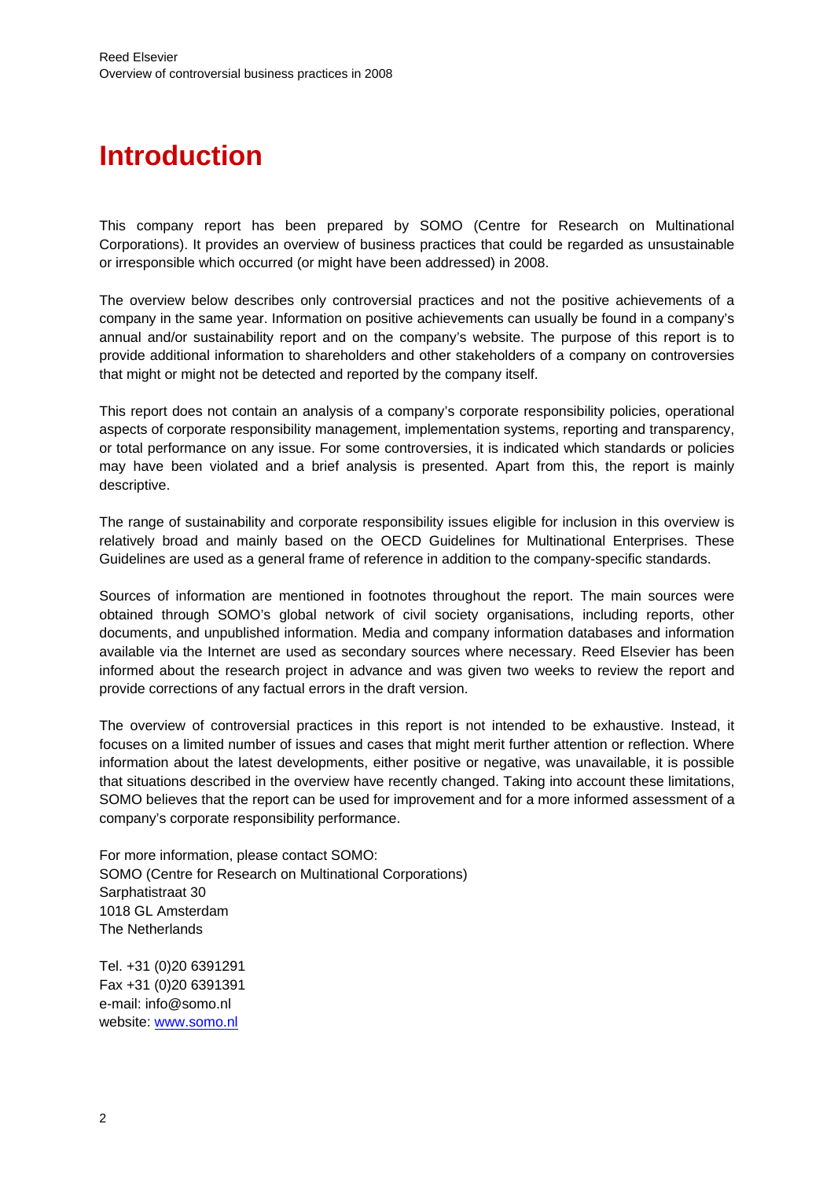# Introduction

This company report has been prepared by SOMO (Centre for Research on Multinational Corporations). It provides an overview of business practices that could be regarded as unsustainable or irresponsible which occurred (or might have been addressed) in 2008.

The overview below describes only controversial practices and not the positive achievements of a company in the same year. Information on positive achievements can usually be found in a company's annual and/or sustainability report and on the company's website. The purpose of this report is to provide additional information to shareholders and other stakeholders of a company on controversies that might or might not be detected and reported by the company itself.

This report does not contain an analysis of a company's corporate responsibility policies, operational aspects of corporate responsibility management, implementation systems, reporting and transparency, or total performance on any issue. For some controversies, it is indicated which standards or policies may have been violated and a brief analysis is presented. Apart from this, the report is mainly descriptive.

The range of sustainability and corporate responsibility issues eligible for inclusion in this overview is relatively broad and mainly based on the OECD Guidelines for Multinational Enterprises. These Guidelines are used as a general frame of reference in addition to the company-specific standards.

Sources of information are mentioned in footnotes throughout the report. The main sources were obtained through SOMO's global network of civil society organisations, including reports, other documents, and unpublished information. Media and company information databases and information available via the Internet are used as secondary sources where necessary. Reed Elsevier has been informed about the research project in advance and was given two weeks to review the report and provide corrections of any factual errors in the draft version.

The overview of controversial practices in this report is not intended to be exhaustive. Instead, it focuses on a limited number of issues and cases that might merit further attention or reflection. Where information about the latest developments, either positive or negative, was unavailable, it is possible that situations described in the overview have recently changed. Taking into account these limitations, SOMO believes that the report can be used for improvement and for a more informed assessment of a company's corporate responsibility performance.

For more information, please contact SOMO:
SOMO (Centre for Research on Multinational Corporations)
Sarphatistraat 30
1018 GL Amsterdam
The Netherlands

Tel. +31 (0)20 6391291
Fax +31 (0)20 6391391
e-mail: info@somo.nl
website: www.somo.nl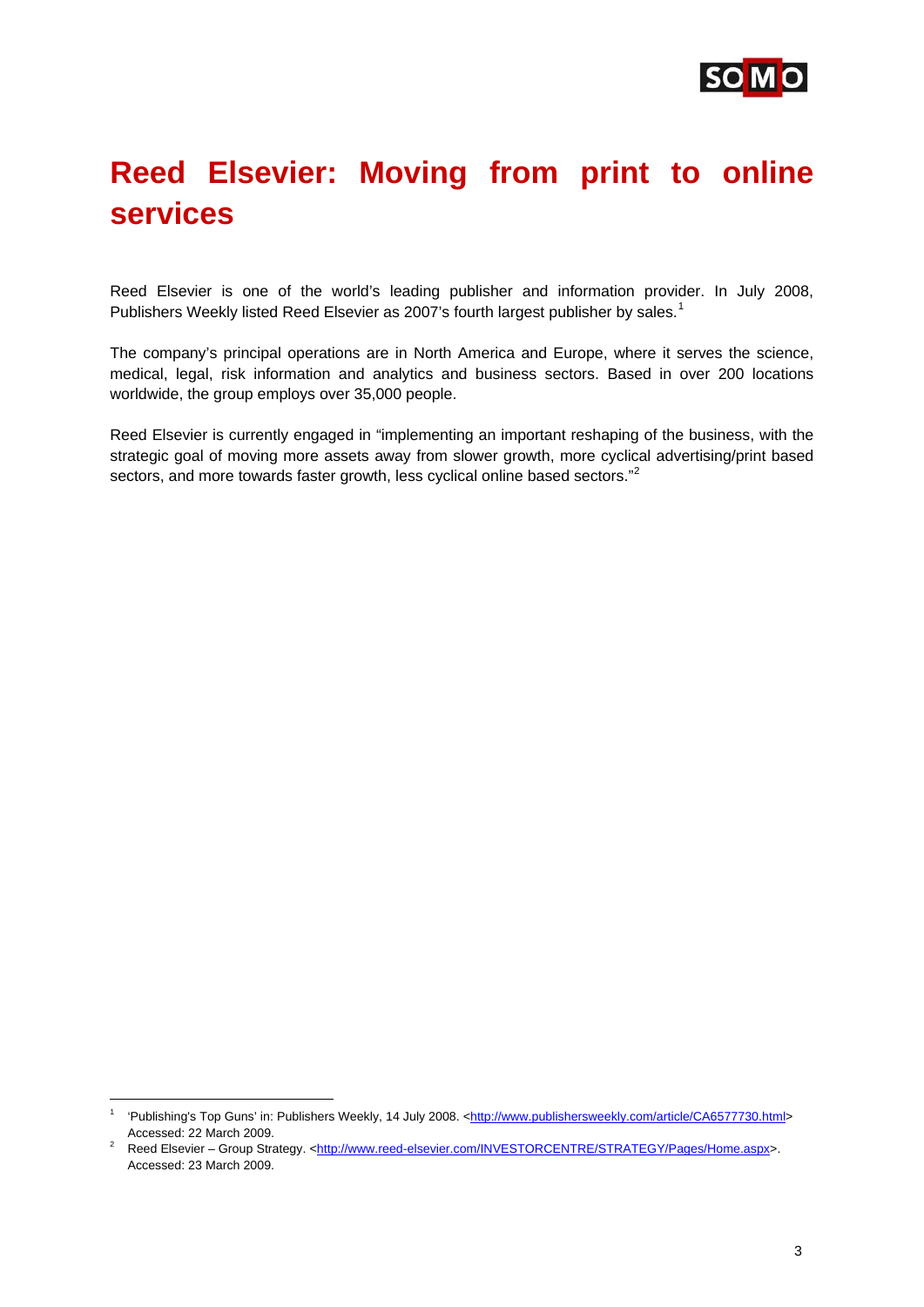# Reed Elsevier: Moving from print to online services

Reed Elsevier is one of the world's leading publisher and information provider. In July 2008, Publishers Weekly listed Reed Elsevier as 2007's fourth largest publisher by sales.[1]

The company's principal operations are in North America and Europe, where it serves the science, medical, legal, risk information and analytics and business sectors. Based in over 200 locations worldwide, the group employs over 35,000 people.

Reed Elsevier is currently engaged in "implementing an important reshaping of the business, with the strategic goal of moving more assets away from slower growth, more cyclical advertising/print based sectors, and more towards faster growth, less cyclical online based sectors."[2]

---

[1] 'Publishing's Top Guns' in: Publishers Weekly, 14 July 2008. <http://www.publishersweekly.com/article/CA6577730.html> Accessed: 22 March 2009.

[2] Reed Elsevier – Group Strategy. <http://www.reed-elsevier.com/INVESTORCENTRE/STRATEGY/Pages/Home.aspx>. Accessed: 23 March 2009.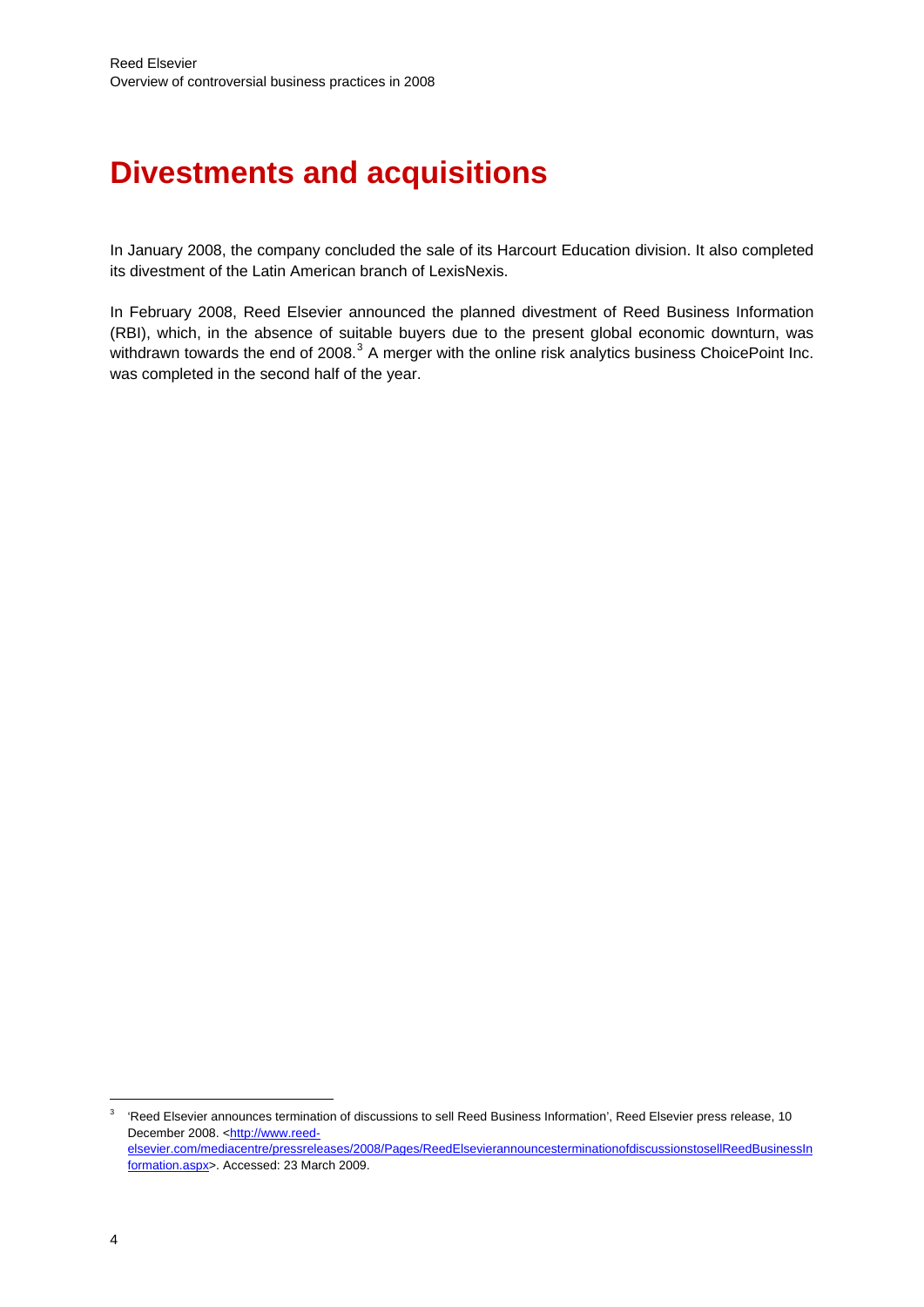# Divestments and acquisitions

In January 2008, the company concluded the sale of its Harcourt Education division. It also completed its divestment of the Latin American branch of LexisNexis.

In February 2008, Reed Elsevier announced the planned divestment of Reed Business Information (RBI), which, in the absence of suitable buyers due to the present global economic downturn, was withdrawn towards the end of 2008.[3] A merger with the online risk analytics business ChoicePoint Inc. was completed in the second half of the year.

---

[3] 'Reed Elsevier announces termination of discussions to sell Reed Business Information', Reed Elsevier press release, 10 December 2008. <http://www.reed-elsevier.com/mediacentre/pressreleases/2008/Pages/ReedElsevierannouncesterminationofdiscussionstosellReedBusinessInformation.aspx>. Accessed: 23 March 2009.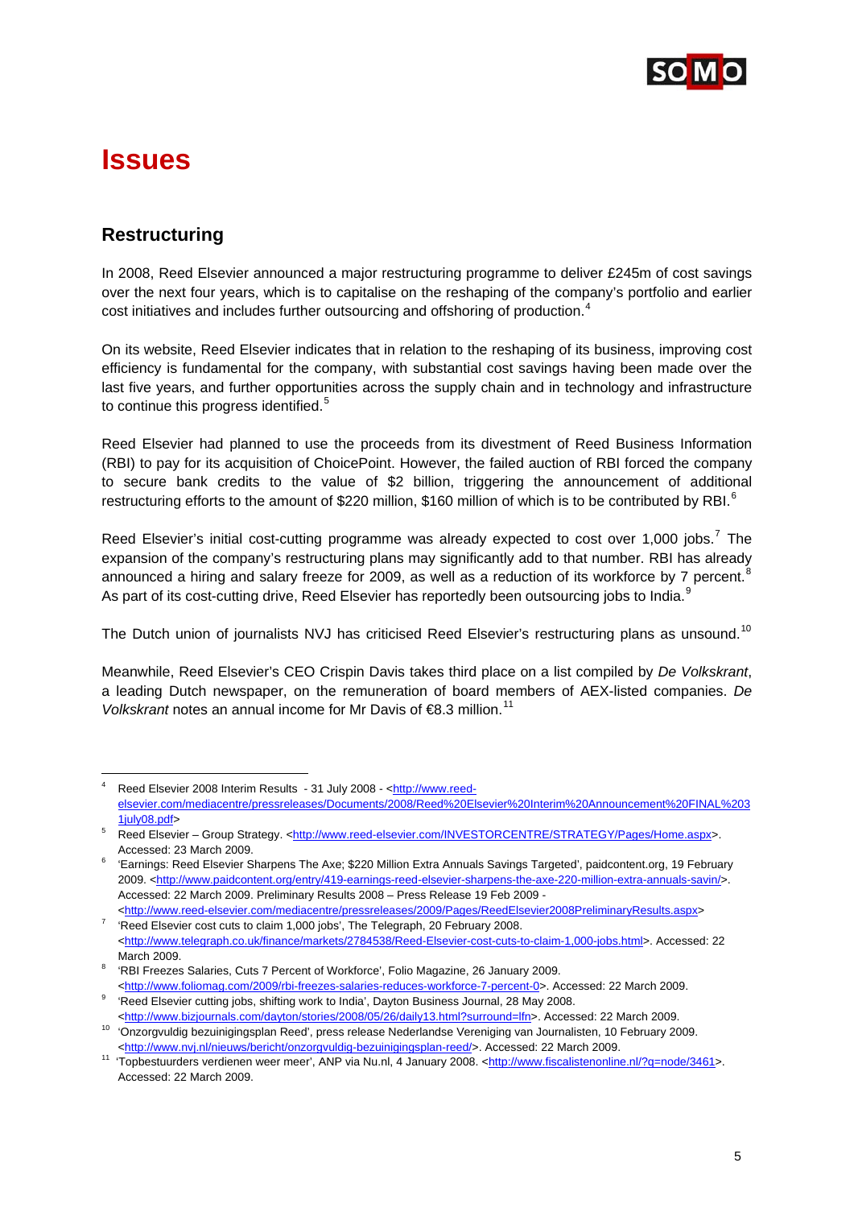# Issues

## Restructuring

In 2008, Reed Elsevier announced a major restructuring programme to deliver £245m of cost savings over the next four years, which is to capitalise on the reshaping of the company's portfolio and earlier cost initiatives and includes further outsourcing and offshoring of production.[4]

On its website, Reed Elsevier indicates that in relation to the reshaping of its business, improving cost efficiency is fundamental for the company, with substantial cost savings having been made over the last five years, and further opportunities across the supply chain and in technology and infrastructure to continue this progress identified.[5]

Reed Elsevier had planned to use the proceeds from its divestment of Reed Business Information (RBI) to pay for its acquisition of ChoicePoint. However, the failed auction of RBI forced the company to secure bank credits to the value of $2 billion, triggering the announcement of additional restructuring efforts to the amount of $220 million, $160 million of which is to be contributed by RBI.[6]

Reed Elsevier's initial cost-cutting programme was already expected to cost over 1,000 jobs.[7] The expansion of the company's restructuring plans may significantly add to that number. RBI has already announced a hiring and salary freeze for 2009, as well as a reduction of its workforce by 7 percent.[8] As part of its cost-cutting drive, Reed Elsevier has reportedly been outsourcing jobs to India.[9]

The Dutch union of journalists NVJ has criticised Reed Elsevier's restructuring plans as unsound.[10]

Meanwhile, Reed Elsevier's CEO Crispin Davis takes third place on a list compiled by *De Volkskrant*, a leading Dutch newspaper, on the remuneration of board members of AEX-listed companies. *De Volkskrant* notes an annual income for Mr Davis of €8.3 million.[11]

---

[4] Reed Elsevier 2008 Interim Results - 31 July 2008 - <http://www.reed-elsevier.com/mediacentre/pressreleases/Documents/2008/Reed%20Elsevier%20Interim%20Announcement%20FINAL%2031july08.pdf>

[5] Reed Elsevier – Group Strategy. <http://www.reed-elsevier.com/INVESTORCENTRE/STRATEGY/Pages/Home.aspx>. Accessed: 23 March 2009.

[6] 'Earnings: Reed Elsevier Sharpens The Axe; $220 Million Extra Annuals Savings Targeted', paidcontent.org, 19 February 2009. <http://www.paidcontent.org/entry/419-earnings-reed-elsevier-sharpens-the-axe-220-million-extra-annuals-savin/>. Accessed: 22 March 2009. Preliminary Results 2008 – Press Release 19 Feb 2009 - <http://www.reed-elsevier.com/mediacentre/pressreleases/2009/Pages/ReedElsevier2008PreliminaryResults.aspx>

[7] 'Reed Elsevier cost cuts to claim 1,000 jobs', The Telegraph, 20 February 2008. <http://www.telegraph.co.uk/finance/markets/2784538/Reed-Elsevier-cost-cuts-to-claim-1,000-jobs.html>. Accessed: 22 March 2009.

[8] 'RBI Freezes Salaries, Cuts 7 Percent of Workforce', Folio Magazine, 26 January 2009. <http://www.foliomag.com/2009/rbi-freezes-salaries-reduces-workforce-7-percent-0>. Accessed: 22 March 2009.

[9] 'Reed Elsevier cutting jobs, shifting work to India', Dayton Business Journal, 28 May 2008. <http://www.bizjournals.com/dayton/stories/2008/05/26/daily13.html?surround=lfn>. Accessed: 22 March 2009.

[10] 'Onzorgvuldig bezuinigingsplan Reed', press release Nederlandse Vereniging van Journalisten, 10 February 2009. <http://www.nvj.nl/nieuws/bericht/onzorgvuldig-bezuinigingsplan-reed/>. Accessed: 22 March 2009.

[11] 'Topbestuurders verdienen weer meer', ANP via Nu.nl, 4 January 2008. <http://www.fiscalistenonline.nl/?q=node/3461>. Accessed: 22 March 2009.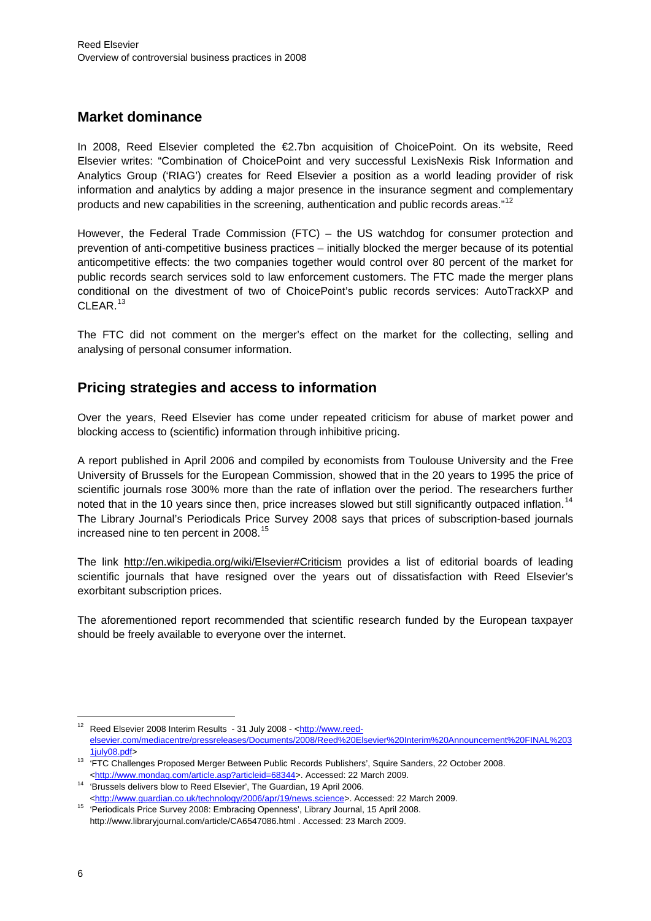## Market dominance

In 2008, Reed Elsevier completed the €2.7bn acquisition of ChoicePoint. On its website, Reed Elsevier writes: "Combination of ChoicePoint and very successful LexisNexis Risk Information and Analytics Group ('RIAG') creates for Reed Elsevier a position as a world leading provider of risk information and analytics by adding a major presence in the insurance segment and complementary products and new capabilities in the screening, authentication and public records areas."[12]

However, the Federal Trade Commission (FTC) – the US watchdog for consumer protection and prevention of anti-competitive business practices – initially blocked the merger because of its potential anticompetitive effects: the two companies together would control over 80 percent of the market for public records search services sold to law enforcement customers. The FTC made the merger plans conditional on the divestment of two of ChoicePoint's public records services: AutoTrackXP and CLEAR.[13]

The FTC did not comment on the merger's effect on the market for the collecting, selling and analysing of personal consumer information.

## Pricing strategies and access to information

Over the years, Reed Elsevier has come under repeated criticism for abuse of market power and blocking access to (scientific) information through inhibitive pricing.

A report published in April 2006 and compiled by economists from Toulouse University and the Free University of Brussels for the European Commission, showed that in the 20 years to 1995 the price of scientific journals rose 300% more than the rate of inflation over the period. The researchers further noted that in the 10 years since then, price increases slowed but still significantly outpaced inflation.[14] The Library Journal's Periodicals Price Survey 2008 says that prices of subscription-based journals increased nine to ten percent in 2008.[15]

The link http://en.wikipedia.org/wiki/Elsevier#Criticism provides a list of editorial boards of leading scientific journals that have resigned over the years out of dissatisfaction with Reed Elsevier's exorbitant subscription prices.

The aforementioned report recommended that scientific research funded by the European taxpayer should be freely available to everyone over the internet.

---

[12] Reed Elsevier 2008 Interim Results - 31 July 2008 - <http://www.reed-elsevier.com/mediacentre/pressreleases/Documents/2008/Reed%20Elsevier%20Interim%20Announcement%20FINAL%2031july08.pdf>

[13] 'FTC Challenges Proposed Merger Between Public Records Publishers', Squire Sanders, 22 October 2008. <http://www.mondaq.com/article.asp?articleid=68344>. Accessed: 22 March 2009.

[14] 'Brussels delivers blow to Reed Elsevier', The Guardian, 19 April 2006. <http://www.guardian.co.uk/technology/2006/apr/19/news.science>. Accessed: 22 March 2009.

[15] 'Periodicals Price Survey 2008: Embracing Openness', Library Journal, 15 April 2008. http://www.libraryjournal.com/article/CA6547086.html . Accessed: 23 March 2009.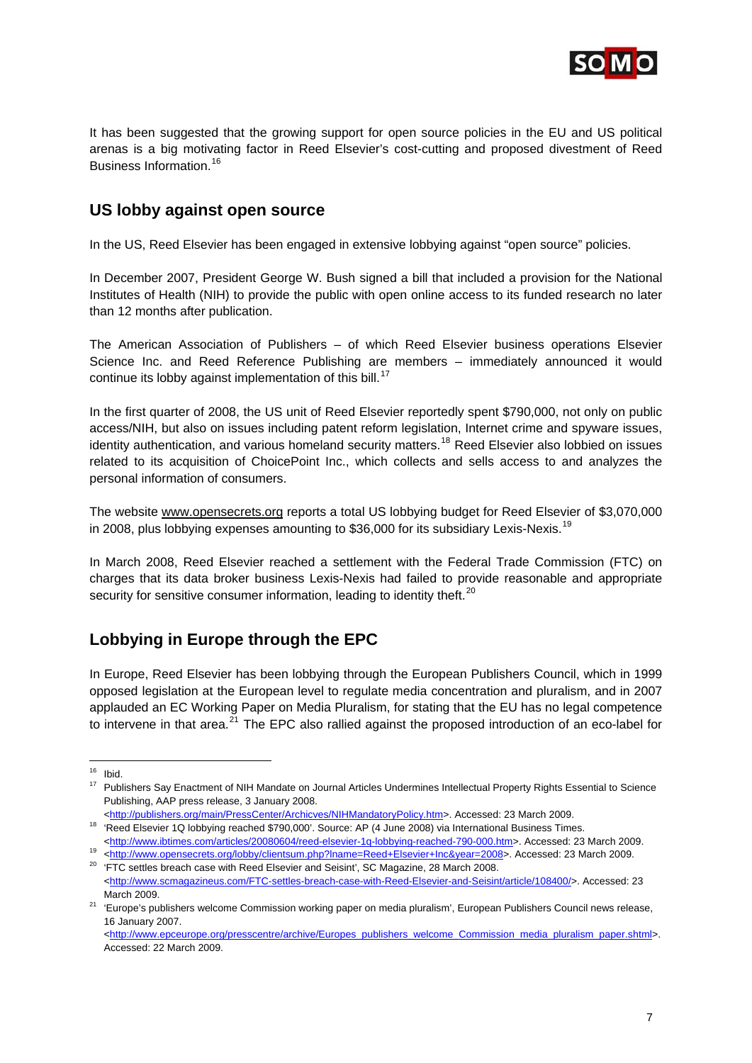It has been suggested that the growing support for open source policies in the EU and US political arenas is a big motivating factor in Reed Elsevier's cost-cutting and proposed divestment of Reed Business Information.[16]

## US lobby against open source

In the US, Reed Elsevier has been engaged in extensive lobbying against "open source" policies.

In December 2007, President George W. Bush signed a bill that included a provision for the National Institutes of Health (NIH) to provide the public with open online access to its funded research no later than 12 months after publication.

The American Association of Publishers – of which Reed Elsevier business operations Elsevier Science Inc. and Reed Reference Publishing are members – immediately announced it would continue its lobby against implementation of this bill.[17]

In the first quarter of 2008, the US unit of Reed Elsevier reportedly spent $790,000, not only on public access/NIH, but also on issues including patent reform legislation, Internet crime and spyware issues, identity authentication, and various homeland security matters.[18] Reed Elsevier also lobbied on issues related to its acquisition of ChoicePoint Inc., which collects and sells access to and analyzes the personal information of consumers.

The website www.opensecrets.org reports a total US lobbying budget for Reed Elsevier of $3,070,000 in 2008, plus lobbying expenses amounting to $36,000 for its subsidiary Lexis-Nexis.[19]

In March 2008, Reed Elsevier reached a settlement with the Federal Trade Commission (FTC) on charges that its data broker business Lexis-Nexis had failed to provide reasonable and appropriate security for sensitive consumer information, leading to identity theft.[20]

## Lobbying in Europe through the EPC

In Europe, Reed Elsevier has been lobbying through the European Publishers Council, which in 1999 opposed legislation at the European level to regulate media concentration and pluralism, and in 2007 applauded an EC Working Paper on Media Pluralism, for stating that the EU has no legal competence to intervene in that area.[21] The EPC also rallied against the proposed introduction of an eco-label for

---

[16] Ibid.

[17] Publishers Say Enactment of NIH Mandate on Journal Articles Undermines Intellectual Property Rights Essential to Science Publishing, AAP press release, 3 January 2008. <http://publishers.org/main/PressCenter/Archicves/NIHMandatoryPolicy.htm>. Accessed: 23 March 2009.

[18] 'Reed Elsevier 1Q lobbying reached $790,000'. Source: AP (4 June 2008) via International Business Times. <http://www.ibtimes.com/articles/20080604/reed-elsevier-1q-lobbying-reached-790-000.htm>. Accessed: 23 March 2009.

[19] <http://www.opensecrets.org/lobby/clientsum.php?lname=Reed+Elsevier+Inc&year=2008>. Accessed: 23 March 2009.

[20] 'FTC settles breach case with Reed Elsevier and Seisint', SC Magazine, 28 March 2008. <http://www.scmagazineus.com/FTC-settles-breach-case-with-Reed-Elsevier-and-Seisint/article/108400/>. Accessed: 23 March 2009.

[21] 'Europe's publishers welcome Commission working paper on media pluralism', European Publishers Council news release, 16 January 2007. <http://www.epceurope.org/presscentre/archive/Europes_publishers_welcome_Commission_media_pluralism_paper.shtml>. Accessed: 22 March 2009.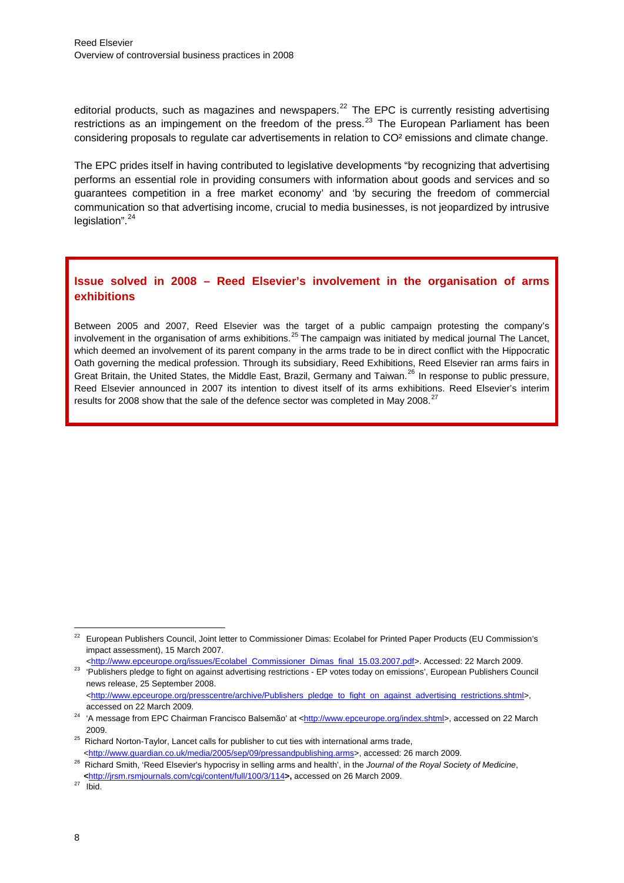editorial products, such as magazines and newspapers.[22] The EPC is currently resisting advertising restrictions as an impingement on the freedom of the press.[23] The European Parliament has been considering proposals to regulate car advertisements in relation to $CO^2$ emissions and climate change.

The EPC prides itself in having contributed to legislative developments "by recognizing that advertising performs an essential role in providing consumers with information about goods and services and so guarantees competition in a free market economy' and 'by securing the freedom of commercial communication so that advertising income, crucial to media businesses, is not jeopardized by intrusive legislation".[24]

## Issue solved in 2008 – Reed Elsevier's involvement in the organisation of arms exhibitions

Between 2005 and 2007, Reed Elsevier was the target of a public campaign protesting the company's involvement in the organisation of arms exhibitions.[25] The campaign was initiated by medical journal The Lancet, which deemed an involvement of its parent company in the arms trade to be in direct conflict with the Hippocratic Oath governing the medical profession. Through its subsidiary, Reed Exhibitions, Reed Elsevier ran arms fairs in Great Britain, the United States, the Middle East, Brazil, Germany and Taiwan.[26] In response to public pressure, Reed Elsevier announced in 2007 its intention to divest itself of its arms exhibitions. Reed Elsevier's interim results for 2008 show that the sale of the defence sector was completed in May 2008.[27]

---

[22] European Publishers Council, Joint letter to Commissioner Dimas: Ecolabel for Printed Paper Products (EU Commission's impact assessment), 15 March 2007. <http://www.epceurope.org/issues/Ecolabel_Commissioner_Dimas_final_15.03.2007.pdf>. Accessed: 22 March 2009.

[23] 'Publishers pledge to fight on against advertising restrictions - EP votes today on emissions', European Publishers Council news release, 25 September 2008. <http://www.epceurope.org/presscentre/archive/Publishers_pledge_to_fight_on_against_advertising_restrictions.shtml>, accessed on 22 March 2009.

[24] 'A message from EPC Chairman Francisco Balsemão' at <http://www.epceurope.org/index.shtml>, accessed on 22 March 2009.

[25] Richard Norton-Taylor, Lancet calls for publisher to cut ties with international arms trade, <http://www.guardian.co.uk/media/2005/sep/09/pressandpublishing.arms>, accessed: 26 march 2009.

[26] Richard Smith, 'Reed Elsevier's hypocrisy in selling arms and health', in the *Journal of the Royal Society of Medicine*, **<**http://jrsm.rsmjournals.com/cgi/content/full/100/3/114**>,** accessed on 26 March 2009.

[27] Ibid.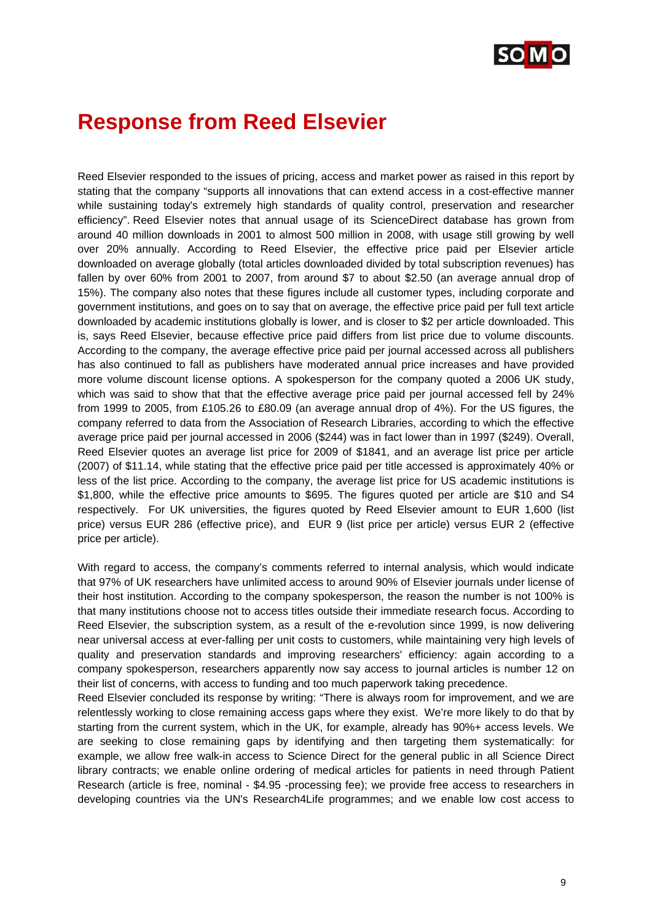# Response from Reed Elsevier

Reed Elsevier responded to the issues of pricing, access and market power as raised in this report by stating that the company "supports all innovations that can extend access in a cost-effective manner while sustaining today's extremely high standards of quality control, preservation and researcher efficiency". Reed Elsevier notes that annual usage of its ScienceDirect database has grown from around 40 million downloads in 2001 to almost 500 million in 2008, with usage still growing by well over 20% annually. According to Reed Elsevier, the effective price paid per Elsevier article downloaded on average globally (total articles downloaded divided by total subscription revenues) has fallen by over 60% from 2001 to 2007, from around $7 to about $2.50 (an average annual drop of 15%). The company also notes that these figures include all customer types, including corporate and government institutions, and goes on to say that on average, the effective price paid per full text article downloaded by academic institutions globally is lower, and is closer to $2 per article downloaded. This is, says Reed Elsevier, because effective price paid differs from list price due to volume discounts. According to the company, the average effective price paid per journal accessed across all publishers has also continued to fall as publishers have moderated annual price increases and have provided more volume discount license options. A spokesperson for the company quoted a 2006 UK study, which was said to show that that the effective average price paid per journal accessed fell by 24% from 1999 to 2005, from £105.26 to £80.09 (an average annual drop of 4%). For the US figures, the company referred to data from the Association of Research Libraries, according to which the effective average price paid per journal accessed in 2006 ($244) was in fact lower than in 1997 ($249). Overall, Reed Elsevier quotes an average list price for 2009 of $1841, and an average list price per article (2007) of $11.14, while stating that the effective price paid per title accessed is approximately 40% or less of the list price. According to the company, the average list price for US academic institutions is $1,800, while the effective price amounts to $695. The figures quoted per article are $10 and S4 respectively. For UK universities, the figures quoted by Reed Elsevier amount to EUR 1,600 (list price) versus EUR 286 (effective price), and EUR 9 (list price per article) versus EUR 2 (effective price per article).

With regard to access, the company's comments referred to internal analysis, which would indicate that 97% of UK researchers have unlimited access to around 90% of Elsevier journals under license of their host institution. According to the company spokesperson, the reason the number is not 100% is that many institutions choose not to access titles outside their immediate research focus. According to Reed Elsevier, the subscription system, as a result of the e-revolution since 1999, is now delivering near universal access at ever-falling per unit costs to customers, while maintaining very high levels of quality and preservation standards and improving researchers' efficiency: again according to a company spokesperson, researchers apparently now say access to journal articles is number 12 on their list of concerns, with access to funding and too much paperwork taking precedence.

Reed Elsevier concluded its response by writing: "There is always room for improvement, and we are relentlessly working to close remaining access gaps where they exist. We're more likely to do that by starting from the current system, which in the UK, for example, already has 90%+ access levels. We are seeking to close remaining gaps by identifying and then targeting them systematically: for example, we allow free walk-in access to Science Direct for the general public in all Science Direct library contracts; we enable online ordering of medical articles for patients in need through Patient Research (article is free, nominal - $4.95 -processing fee); we provide free access to researchers in developing countries via the UN's Research4Life programmes; and we enable low cost access to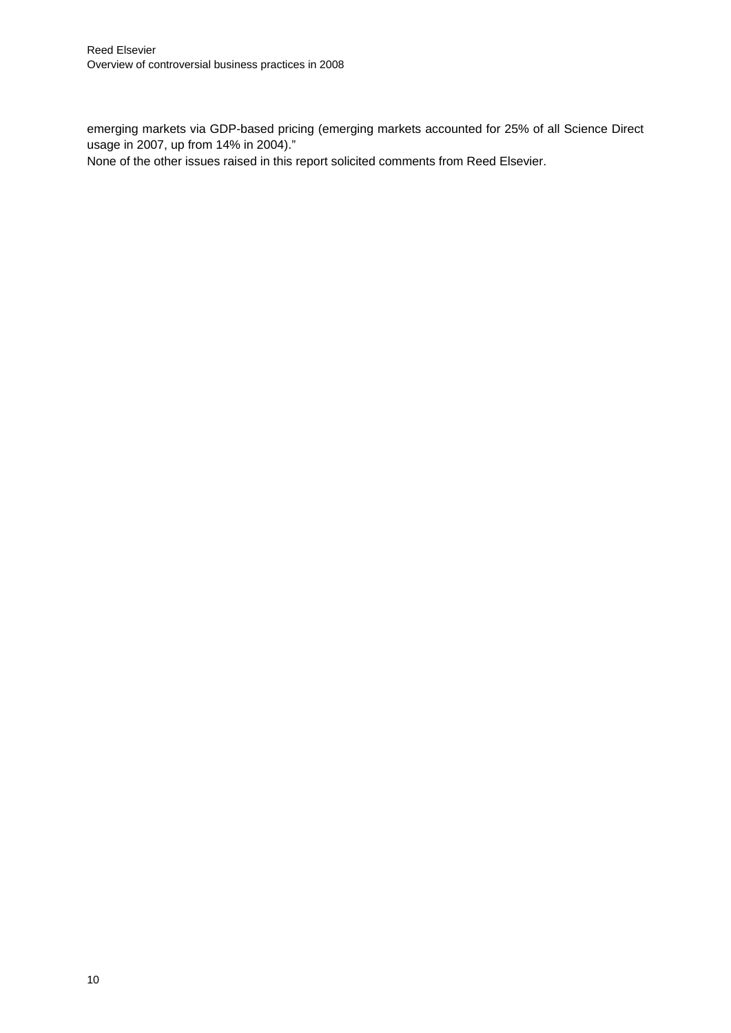emerging markets via GDP-based pricing (emerging markets accounted for 25% of all Science Direct usage in 2007, up from 14% in 2004)."

None of the other issues raised in this report solicited comments from Reed Elsevier.